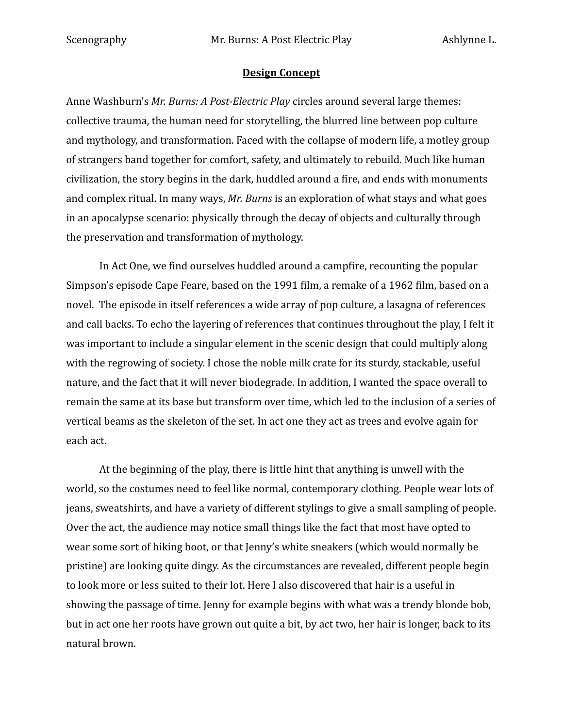## Design Concept

Anne Washburn's *Mr. Burns: A Post-Electric Play* circles around several large themes: collective trauma, the human need for storytelling, the blurred line between pop culture and mythology, and transformation. Faced with the collapse of modern life, a motley group of strangers band together for comfort, safety, and ultimately to rebuild. Much like human civilization, the story begins in the dark, huddled around a fire, and ends with monuments and complex ritual. In many ways, *Mr. Burns* is an exploration of what stays and what goes in an apocalypse scenario: physically through the decay of objects and culturally through the preservation and transformation of mythology.

In Act One, we find ourselves huddled around a campfire, recounting the popular Simpson's episode Cape Feare, based on the 1991 film, a remake of a 1962 film, based on a novel. The episode in itself references a wide array of pop culture, a lasagna of references and call backs. To echo the layering of references that continues throughout the play, I felt it was important to include a singular element in the scenic design that could multiply along with the regrowing of society. I chose the noble milk crate for its sturdy, stackable, useful nature, and the fact that it will never biodegrade. In addition, I wanted the space overall to remain the same at its base but transform over time, which led to the inclusion of a series of vertical beams as the skeleton of the set. In act one they act as trees and evolve again for each act.

At the beginning of the play, there is little hint that anything is unwell with the world, so the costumes need to feel like normal, contemporary clothing. People wear lots of jeans, sweatshirts, and have a variety of different stylings to give a small sampling of people. Over the act, the audience may notice small things like the fact that most have opted to wear some sort of hiking boot, or that Jenny's white sneakers (which would normally be pristine) are looking quite dingy. As the circumstances are revealed, different people begin to look more or less suited to their lot. Here I also discovered that hair is a useful in showing the passage of time. Jenny for example begins with what was a trendy blonde bob, but in act one her roots have grown out quite a bit, by act two, her hair is longer, back to its natural brown.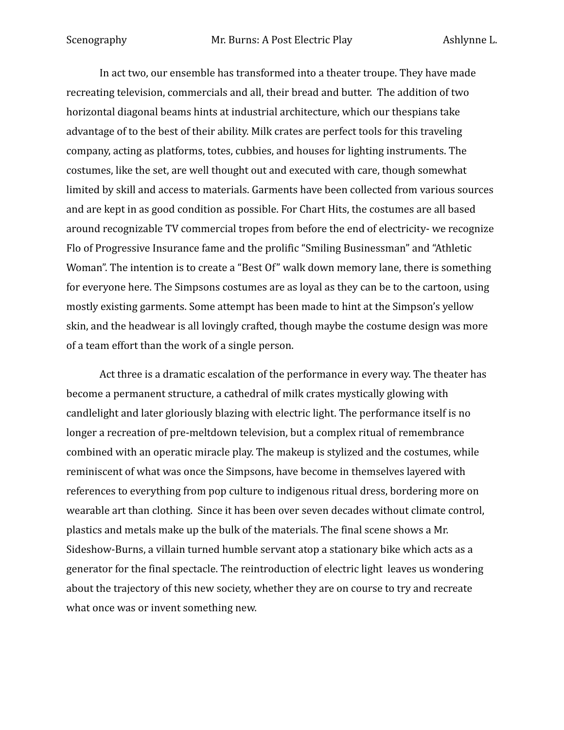In act two, our ensemble has transformed into a theater troupe. They have made recreating television, commercials and all, their bread and butter.  The addition of two horizontal diagonal beams hints at industrial architecture, which our thespians take advantage of to the best of their ability. Milk crates are perfect tools for this traveling company, acting as platforms, totes, cubbies, and houses for lighting instruments. The costumes, like the set, are well thought out and executed with care, though somewhat limited by skill and access to materials. Garments have been collected from various sources and are kept in as good condition as possible. For Chart Hits, the costumes are all based around recognizable TV commercial tropes from before the end of electricity- we recognize Flo of Progressive Insurance fame and the prolific "Smiling Businessman" and "Athletic Woman". The intention is to create a "Best Of" walk down memory lane, there is something for everyone here. The Simpsons costumes are as loyal as they can be to the cartoon, using mostly existing garments. Some attempt has been made to hint at the Simpson's yellow skin, and the headwear is all lovingly crafted, though maybe the costume design was more of a team effort than the work of a single person.

Act three is a dramatic escalation of the performance in every way. The theater has become a permanent structure, a cathedral of milk crates mystically glowing with candlelight and later gloriously blazing with electric light. The performance itself is no longer a recreation of pre-meltdown television, but a complex ritual of remembrance combined with an operatic miracle play. The makeup is stylized and the costumes, while reminiscent of what was once the Simpsons, have become in themselves layered with references to everything from pop culture to indigenous ritual dress, bordering more on wearable art than clothing.  Since it has been over seven decades without climate control, plastics and metals make up the bulk of the materials. The final scene shows a Mr. Sideshow-Burns, a villain turned humble servant atop a stationary bike which acts as a generator for the final spectacle. The reintroduction of electric light  leaves us wondering about the trajectory of this new society, whether they are on course to try and recreate what once was or invent something new.